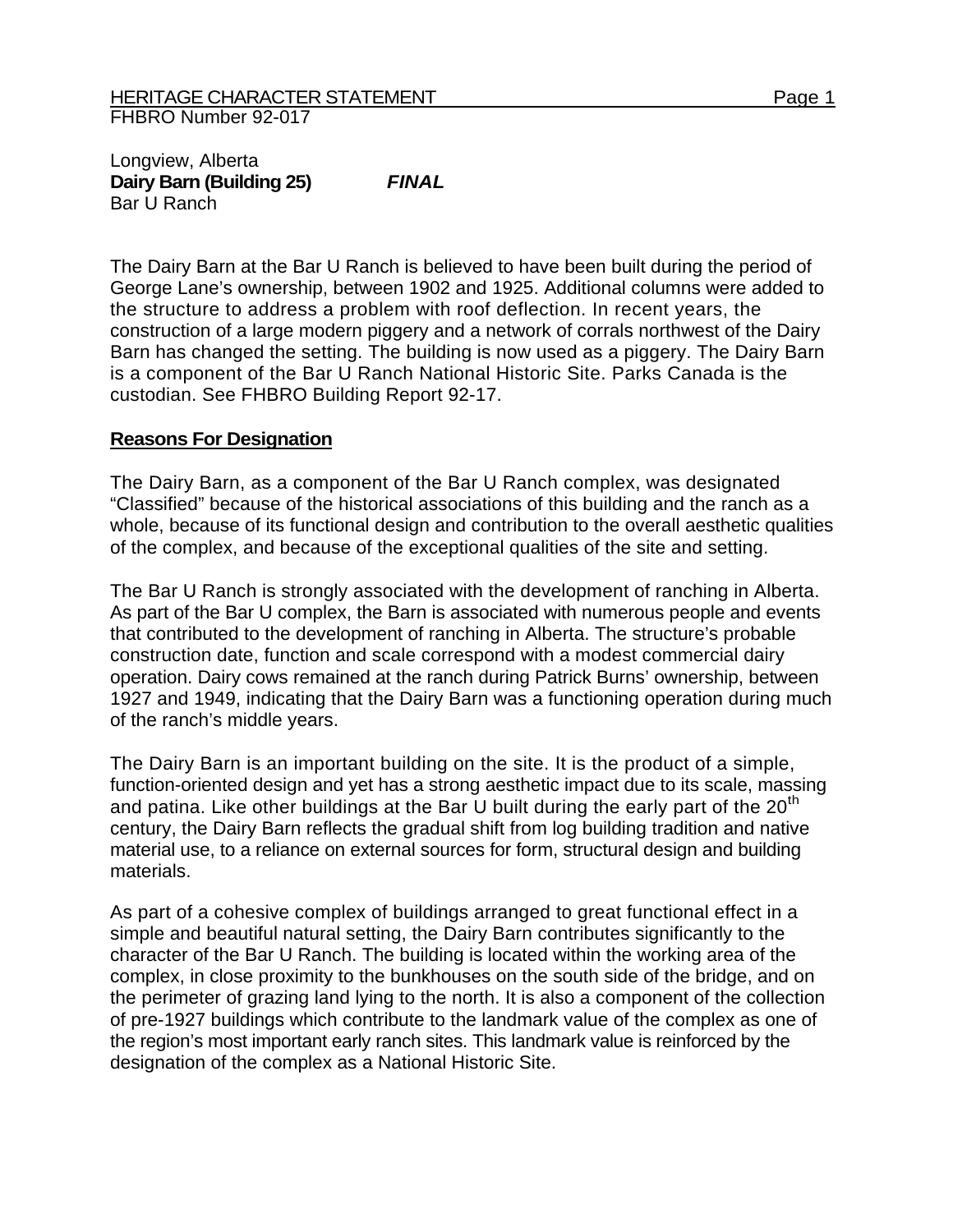Longview, Alberta
**Dairy Barn (Building 25)** ***FINAL***
Bar U Ranch

The Dairy Barn at the Bar U Ranch is believed to have been built during the period of George Lane's ownership, between 1902 and 1925. Additional columns were added to the structure to address a problem with roof deflection. In recent years, the construction of a large modern piggery and a network of corrals northwest of the Dairy Barn has changed the setting. The building is now used as a piggery. The Dairy Barn is a component of the Bar U Ranch National Historic Site. Parks Canada is the custodian. See FHBRO Building Report 92-17.

## Reasons For Designation

The Dairy Barn, as a component of the Bar U Ranch complex, was designated "Classified" because of the historical associations of this building and the ranch as a whole, because of its functional design and contribution to the overall aesthetic qualities of the complex, and because of the exceptional qualities of the site and setting.

The Bar U Ranch is strongly associated with the development of ranching in Alberta. As part of the Bar U complex, the Barn is associated with numerous people and events that contributed to the development of ranching in Alberta. The structure's probable construction date, function and scale correspond with a modest commercial dairy operation. Dairy cows remained at the ranch during Patrick Burns' ownership, between 1927 and 1949, indicating that the Dairy Barn was a functioning operation during much of the ranch's middle years.

The Dairy Barn is an important building on the site. It is the product of a simple, function-oriented design and yet has a strong aesthetic impact due to its scale, massing and patina. Like other buildings at the Bar U built during the early part of the 20th century, the Dairy Barn reflects the gradual shift from log building tradition and native material use, to a reliance on external sources for form, structural design and building materials.

As part of a cohesive complex of buildings arranged to great functional effect in a simple and beautiful natural setting, the Dairy Barn contributes significantly to the character of the Bar U Ranch. The building is located within the working area of the complex, in close proximity to the bunkhouses on the south side of the bridge, and on the perimeter of grazing land lying to the north. It is also a component of the collection of pre-1927 buildings which contribute to the landmark value of the complex as one of the region's most important early ranch sites. This landmark value is reinforced by the designation of the complex as a National Historic Site.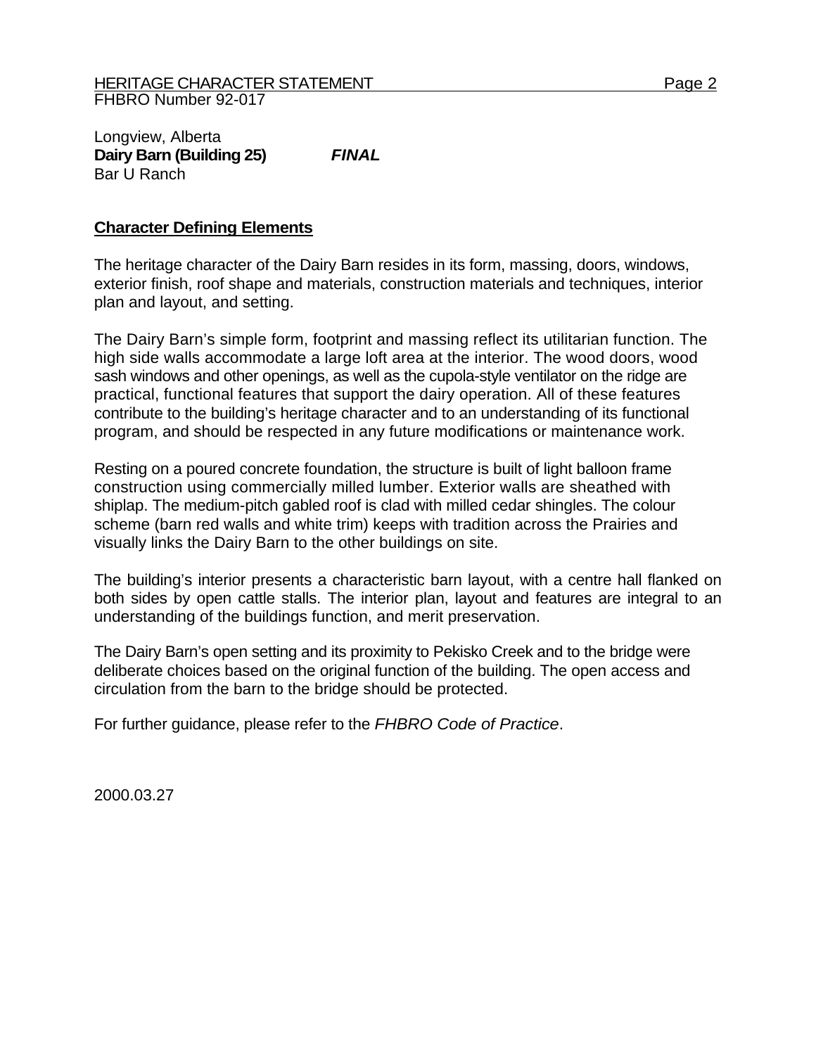Longview, Alberta
**Dairy Barn (Building 25)** ***FINAL***
Bar U Ranch

## Character Defining Elements

The heritage character of the Dairy Barn resides in its form, massing, doors, windows, exterior finish, roof shape and materials, construction materials and techniques, interior plan and layout, and setting.

The Dairy Barn's simple form, footprint and massing reflect its utilitarian function. The high side walls accommodate a large loft area at the interior. The wood doors, wood sash windows and other openings, as well as the cupola-style ventilator on the ridge are practical, functional features that support the dairy operation. All of these features contribute to the building's heritage character and to an understanding of its functional program, and should be respected in any future modifications or maintenance work.

Resting on a poured concrete foundation, the structure is built of light balloon frame construction using commercially milled lumber. Exterior walls are sheathed with shiplap. The medium-pitch gabled roof is clad with milled cedar shingles. The colour scheme (barn red walls and white trim) keeps with tradition across the Prairies and visually links the Dairy Barn to the other buildings on site.

The building's interior presents a characteristic barn layout, with a centre hall flanked on both sides by open cattle stalls. The interior plan, layout and features are integral to an understanding of the buildings function, and merit preservation.

The Dairy Barn's open setting and its proximity to Pekisko Creek and to the bridge were deliberate choices based on the original function of the building. The open access and circulation from the barn to the bridge should be protected.

For further guidance, please refer to the *FHBRO Code of Practice*.

2000.03.27